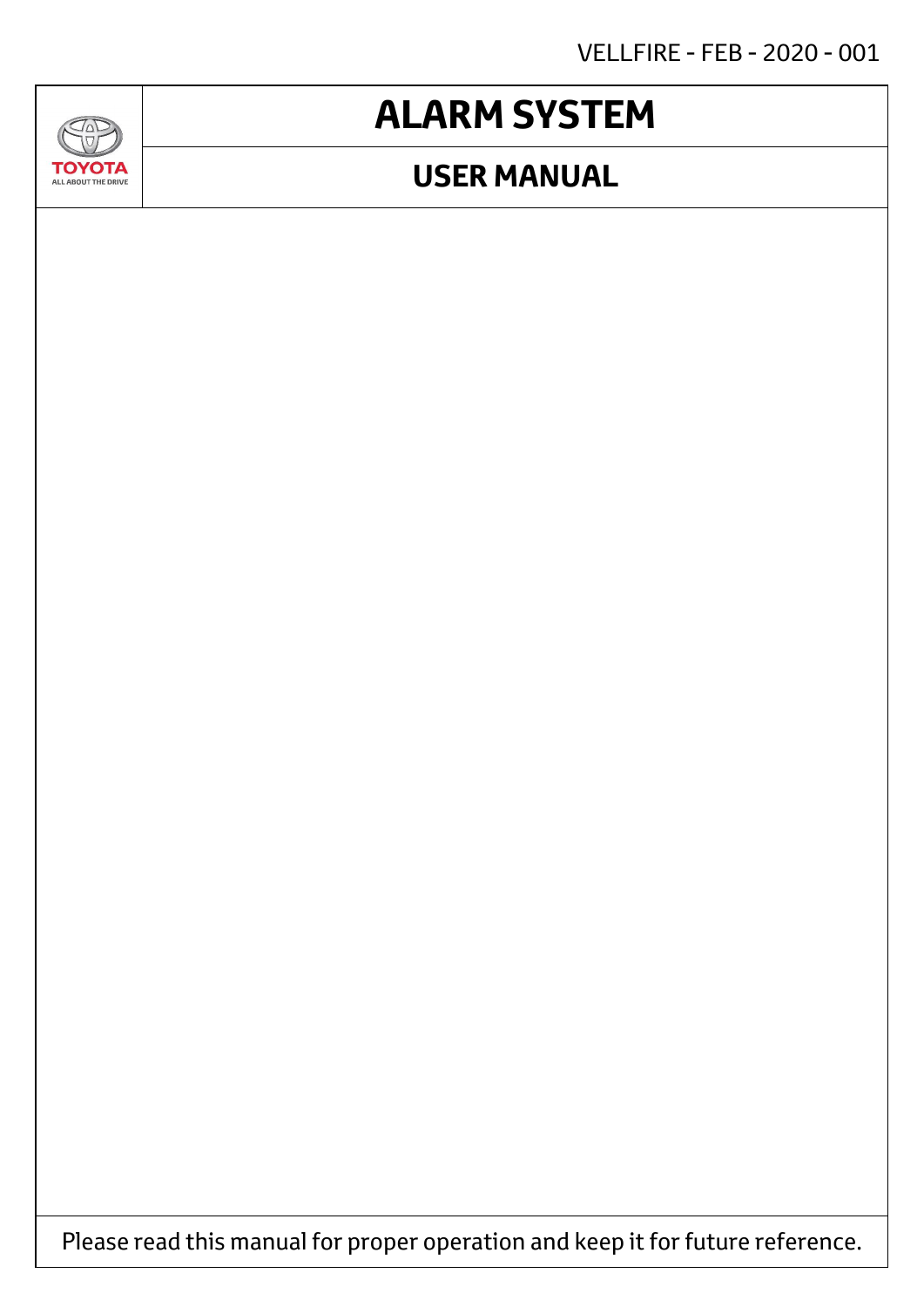VELLFIRE - FEB - 2020 - 001

TOYOTA
ALL ABOUT THE DRIVE

# ALARM SYSTEM

## USER MANUAL

Please read this manual for proper operation and keep it for future reference.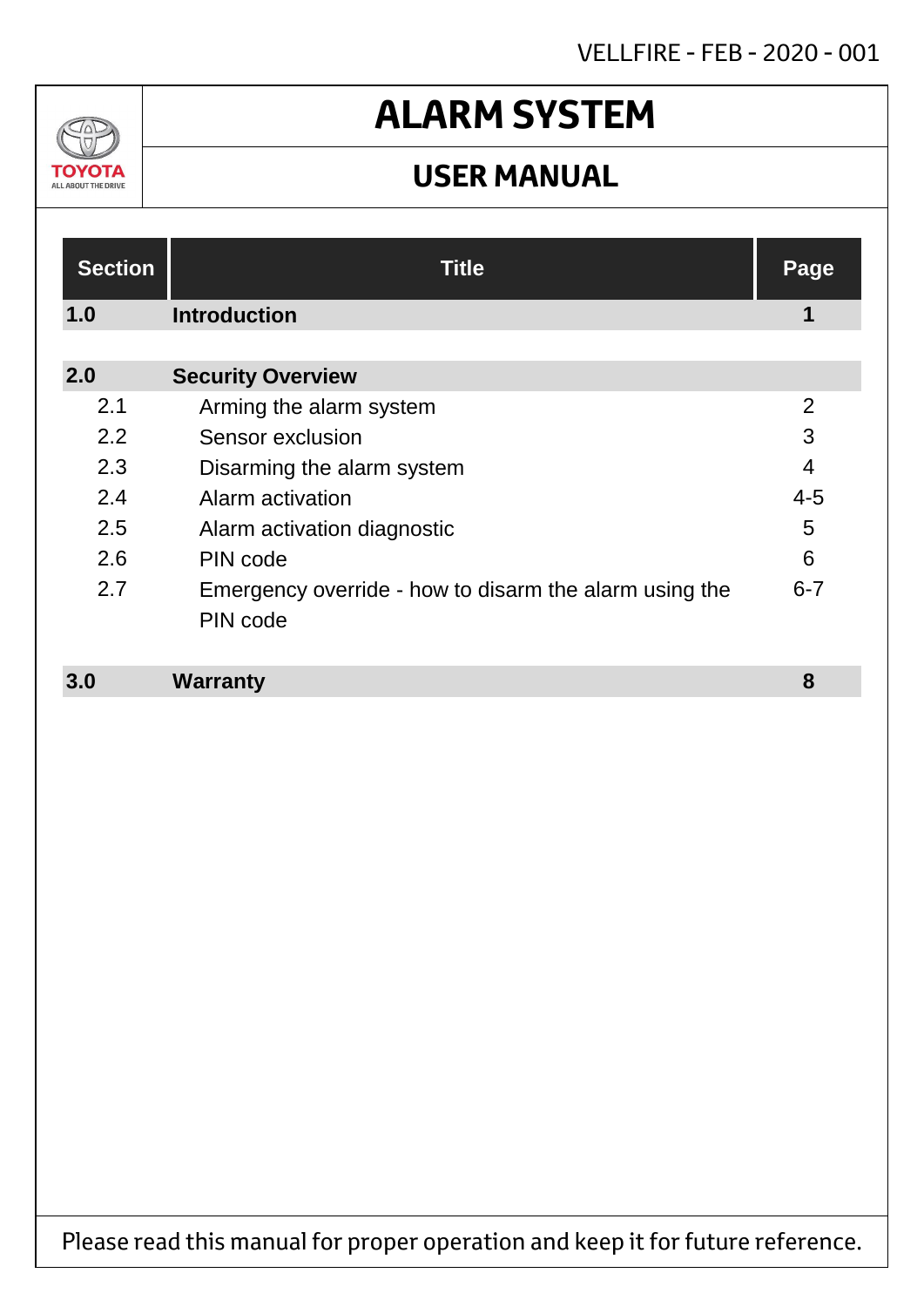VELLFIRE - FEB - 2020 - 001

TOYOTA
ALL ABOUT THE DRIVE

# ALARM SYSTEM

## USER MANUAL

| Section | Title | Page |
|---|---|---|
| **1.0** | **Introduction** | **1** |
| **2.0** | **Security Overview** | |
| 2.1 | Arming the alarm system | 2 |
| 2.2 | Sensor exclusion | 3 |
| 2.3 | Disarming the alarm system | 4 |
| 2.4 | Alarm activation | 4-5 |
| 2.5 | Alarm activation diagnostic | 5 |
| 2.6 | PIN code | 6 |
| 2.7 | Emergency override - how to disarm the alarm using the PIN code | 6-7 |
| **3.0** | **Warranty** | **8** |

Please read this manual for proper operation and keep it for future reference.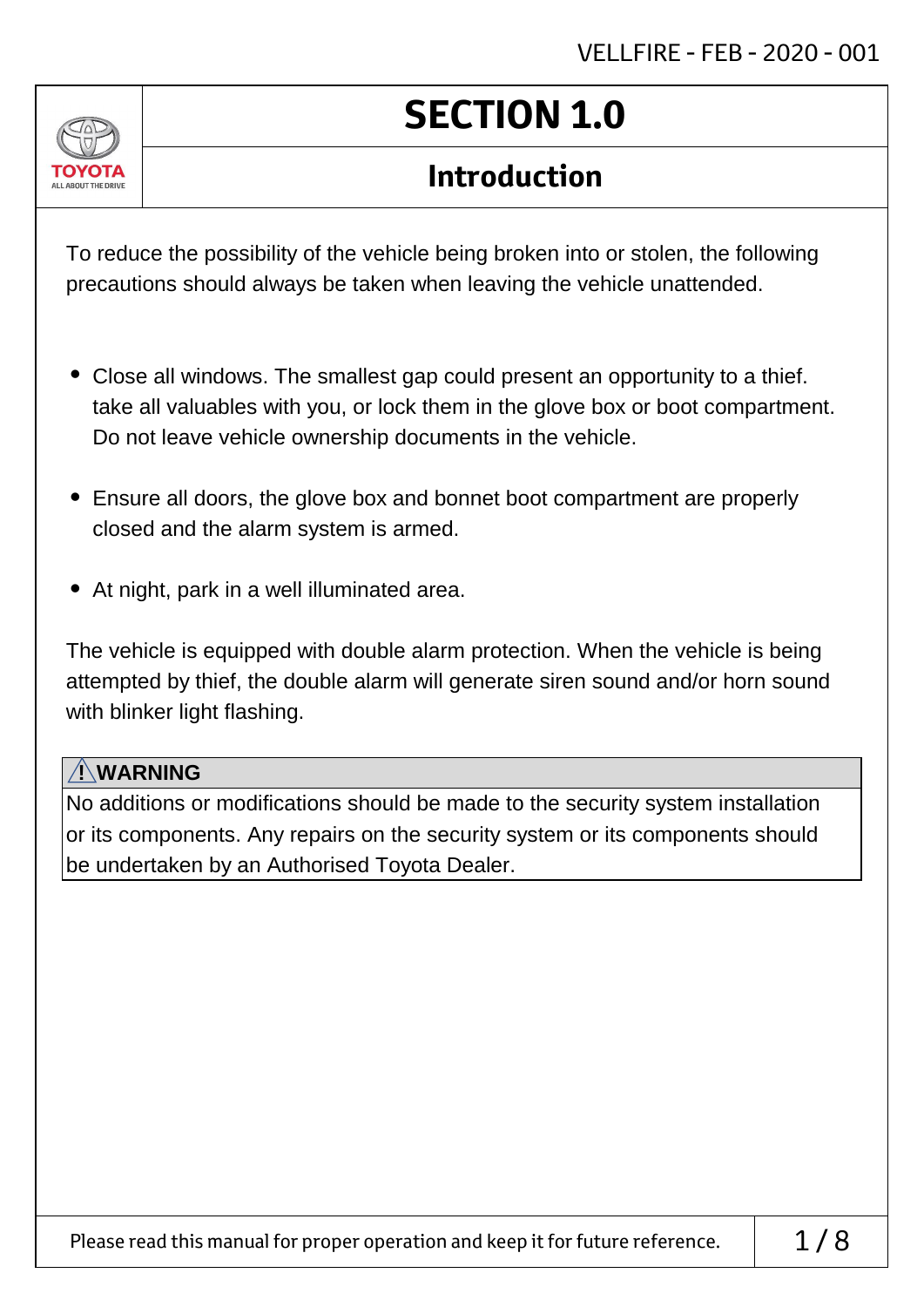# SECTION 1.0

## Introduction

To reduce the possibility of the vehicle being broken into or stolen, the following precautions should always be taken when leaving the vehicle unattended.

- Close all windows. The smallest gap could present an opportunity to a thief. take all valuables with you, or lock them in the glove box or boot compartment. Do not leave vehicle ownership documents in the vehicle.
- Ensure all doors, the glove box and bonnet boot compartment are properly closed and the alarm system is armed.
- At night, park in a well illuminated area.

The vehicle is equipped with double alarm protection. When the vehicle is being attempted by thief, the double alarm will generate siren sound and/or horn sound with blinker light flashing.

**⚠WARNING**

No additions or modifications should be made to the security system installation or its components. Any repairs on the security system or its components should be undertaken by an Authorised Toyota Dealer.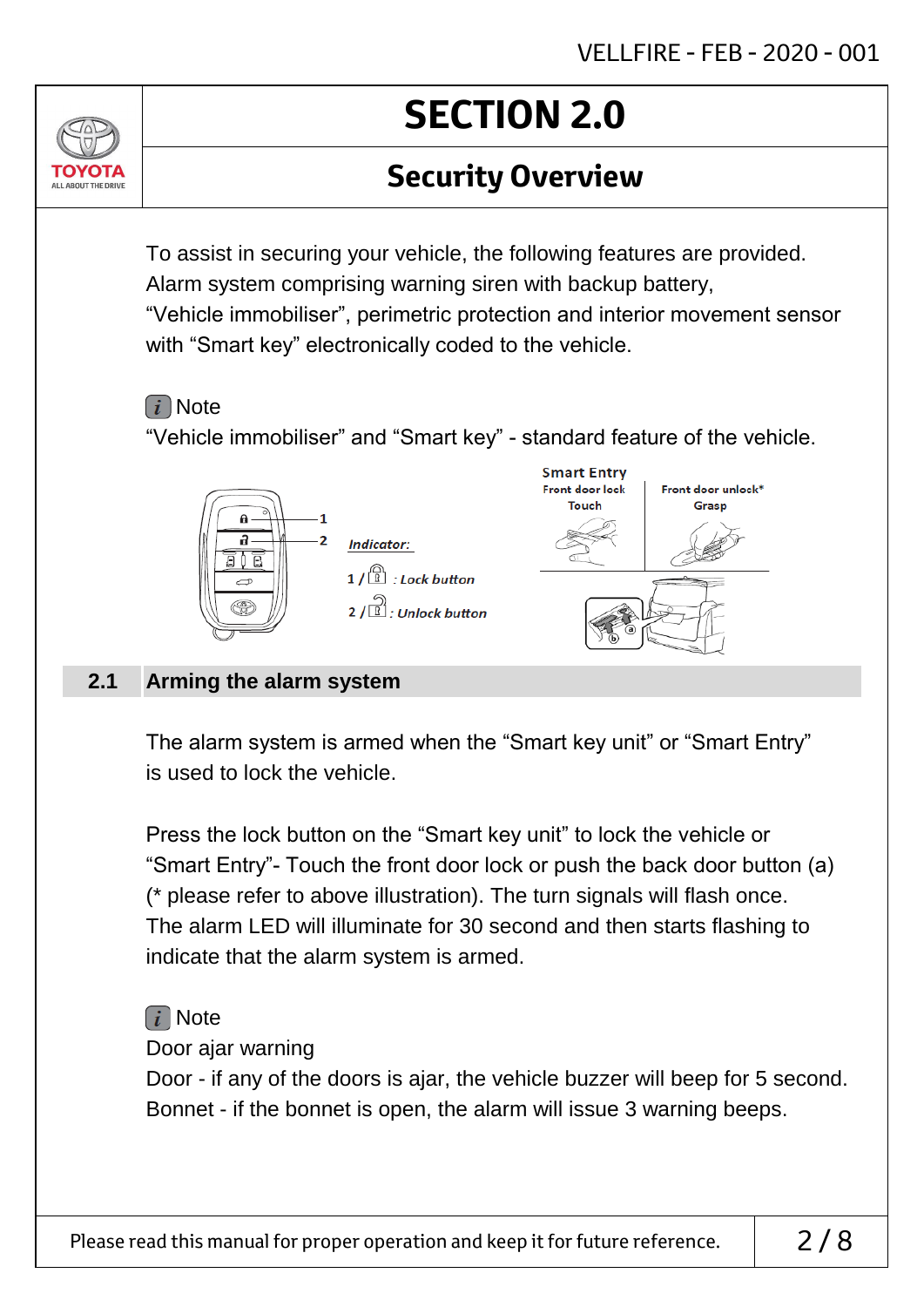# SECTION 2.0

## Security Overview

To assist in securing your vehicle, the following features are provided. Alarm system comprising warning siren with backup battery, “Vehicle immobiliser”, perimetric protection and interior movement sensor with “Smart key” electronically coded to the vehicle.

Note

“Vehicle immobiliser” and “Smart key” - standard feature of the vehicle.

Indicator:

1 / : Lock button

2 / : Unlock button

Smart Entry

| Front door lock | Front door unlock* |
| --- | --- |
| Touch | Grasp |

### 2.1 Arming the alarm system

The alarm system is armed when the “Smart key unit” or “Smart Entry” is used to lock the vehicle.

Press the lock button on the “Smart key unit” to lock the vehicle or “Smart Entry”- Touch the front door lock or push the back door button (a) (* please refer to above illustration). The turn signals will flash once. The alarm LED will illuminate for 30 second and then starts flashing to indicate that the alarm system is armed.

Note

Door ajar warning

Door - if any of the doors is ajar, the vehicle buzzer will beep for 5 second.

Bonnet - if the bonnet is open, the alarm will issue 3 warning beeps.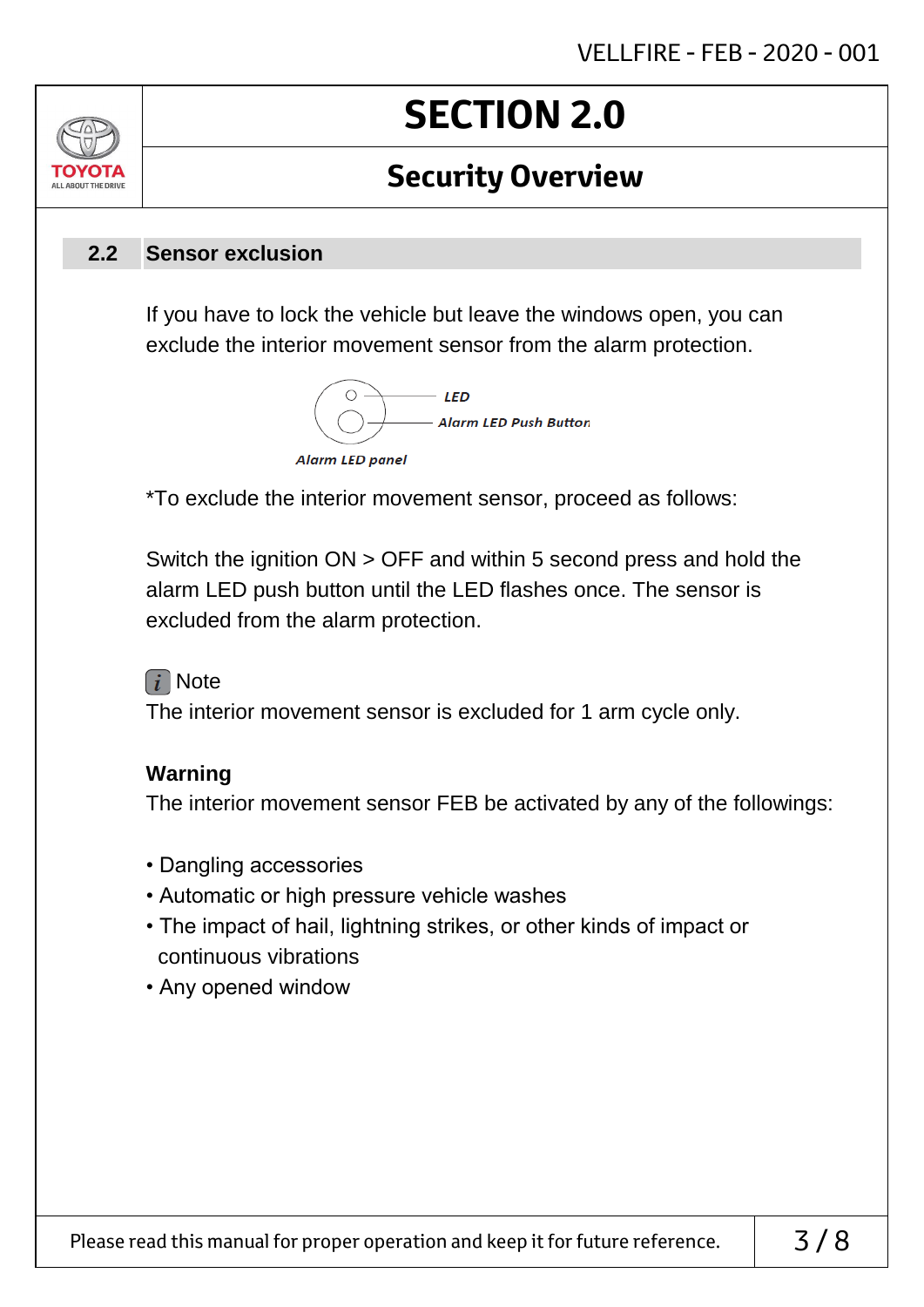# SECTION 2.0

## Security Overview

### 2.2 Sensor exclusion

If you have to lock the vehicle but leave the windows open, you can exclude the interior movement sensor from the alarm protection.

*LED*

*Alarm LED Push Button*

*Alarm LED panel*

*To exclude the interior movement sensor, proceed as follows:

Switch the ignition ON > OFF and within 5 second press and hold the alarm LED push button until the LED flashes once. The sensor is excluded from the alarm protection.

Note

The interior movement sensor is excluded for 1 arm cycle only.

**Warning**

The interior movement sensor FEB be activated by any of the followings:

- Dangling accessories
- Automatic or high pressure vehicle washes
- The impact of hail, lightning strikes, or other kinds of impact or continuous vibrations
- Any opened window

Please read this manual for proper operation and keep it for future reference.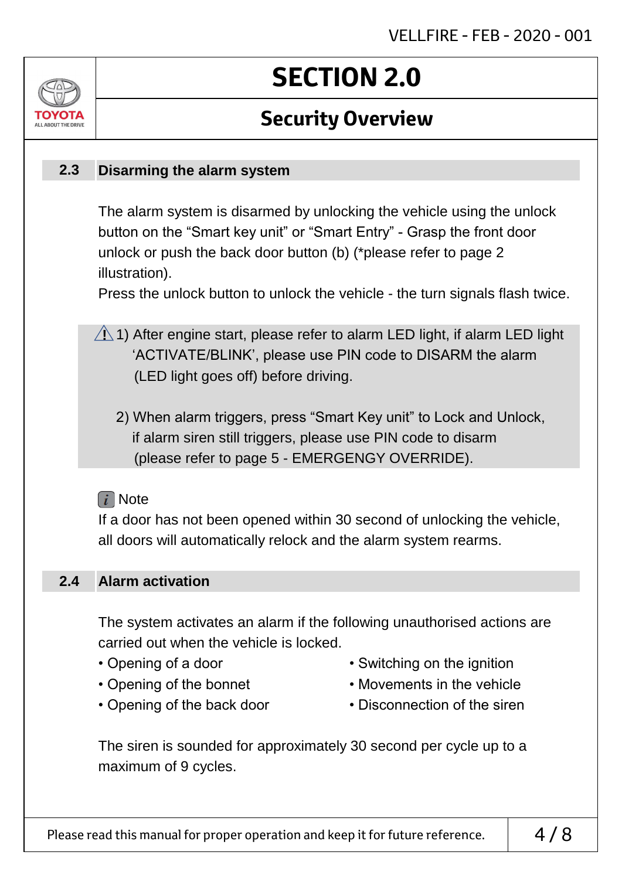# SECTION 2.0

## Security Overview

### 2.3 Disarming the alarm system

The alarm system is disarmed by unlocking the vehicle using the unlock button on the “Smart key unit” or “Smart Entry” - Grasp the front door unlock or push the back door button (b) (*please refer to page 2 illustration).
Press the unlock button to unlock the vehicle - the turn signals flash twice.

⚠ 1) After engine start, please refer to alarm LED light, if alarm LED light ‘ACTIVATE/BLINK’, please use PIN code to DISARM the alarm (LED light goes off) before driving.

2) When alarm triggers, press “Smart Key unit” to Lock and Unlock, if alarm siren still triggers, please use PIN code to disarm (please refer to page 5 - EMERGENGY OVERRIDE).

*i* Note
If a door has not been opened within 30 second of unlocking the vehicle, all doors will automatically relock and the alarm system rearms.

### 2.4 Alarm activation

The system activates an alarm if the following unauthorised actions are carried out when the vehicle is locked.

- Opening of a door
- Opening of the bonnet
- Opening of the back door
- Switching on the ignition
- Movements in the vehicle
- Disconnection of the siren

The siren is sounded for approximately 30 second per cycle up to a maximum of 9 cycles.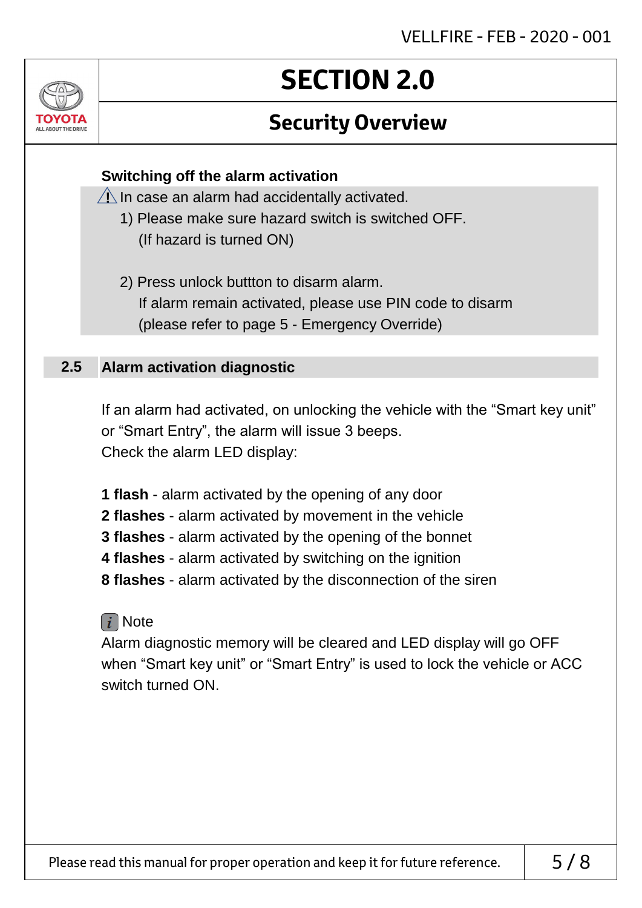# SECTION 2.0

## Security Overview

### Switching off the alarm activation

⚠ In case an alarm had accidentally activated.

1) Please make sure hazard switch is switched OFF.
   (If hazard is turned ON)

2) Press unlock buttton to disarm alarm.
   If alarm remain activated, please use PIN code to disarm
   (please refer to page 5 - Emergency Override)

### 2.5 Alarm activation diagnostic

If an alarm had activated, on unlocking the vehicle with the “Smart key unit” or “Smart Entry”, the alarm will issue 3 beeps.
Check the alarm LED display:

**1 flash** - alarm activated by the opening of any door
**2 flashes** - alarm activated by movement in the vehicle
**3 flashes** - alarm activated by the opening of the bonnet
**4 flashes** - alarm activated by switching on the ignition
**8 flashes** - alarm activated by the disconnection of the siren

*i* Note
Alarm diagnostic memory will be cleared and LED display will go OFF when “Smart key unit” or “Smart Entry” is used to lock the vehicle or ACC switch turned ON.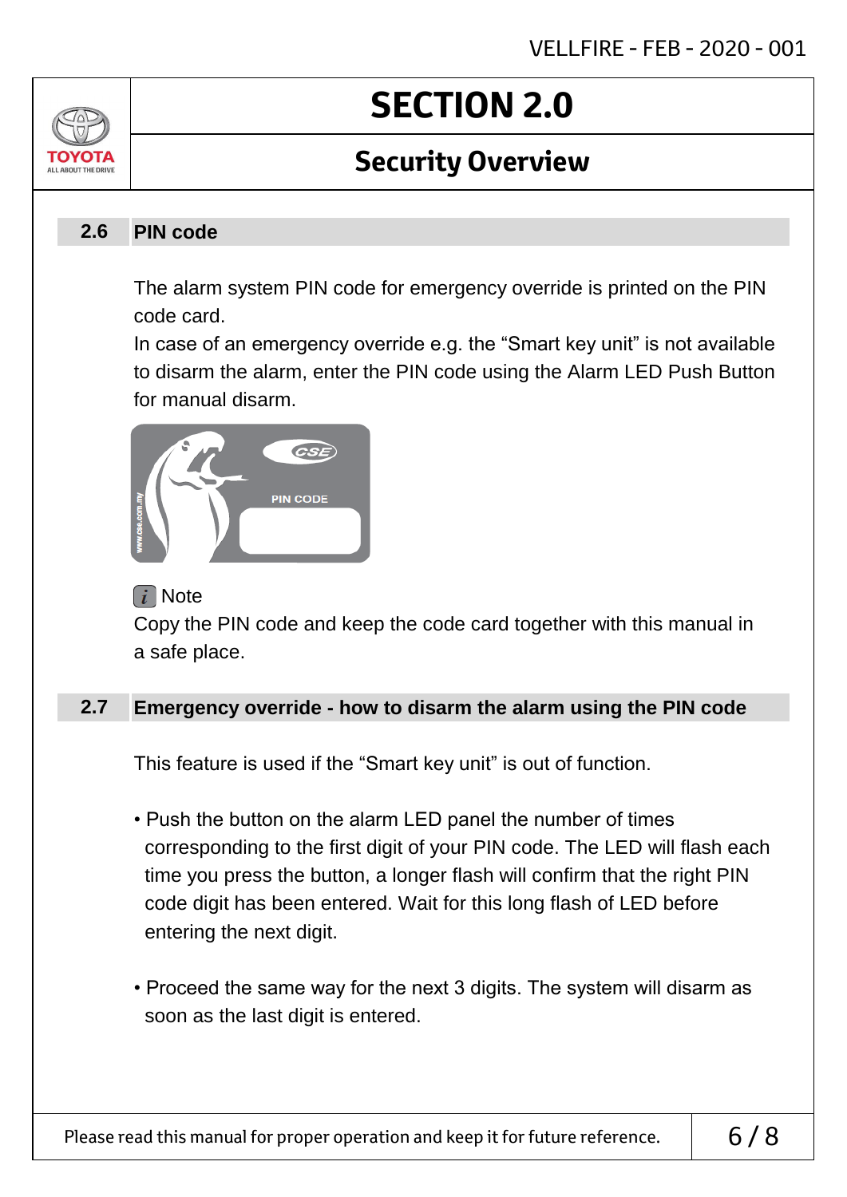# SECTION 2.0

## Security Overview

### 2.6 PIN code

The alarm system PIN code for emergency override is printed on the PIN code card.
In case of an emergency override e.g. the "Smart key unit" is not available to disarm the alarm, enter the PIN code using the Alarm LED Push Button for manual disarm.

Note
Copy the PIN code and keep the code card together with this manual in a safe place.

### 2.7 Emergency override - how to disarm the alarm using the PIN code

This feature is used if the "Smart key unit" is out of function.

- Push the button on the alarm LED panel the number of times corresponding to the first digit of your PIN code. The LED will flash each time you press the button, a longer flash will confirm that the right PIN code digit has been entered. Wait for this long flash of LED before entering the next digit.

- Proceed the same way for the next 3 digits. The system will disarm as soon as the last digit is entered.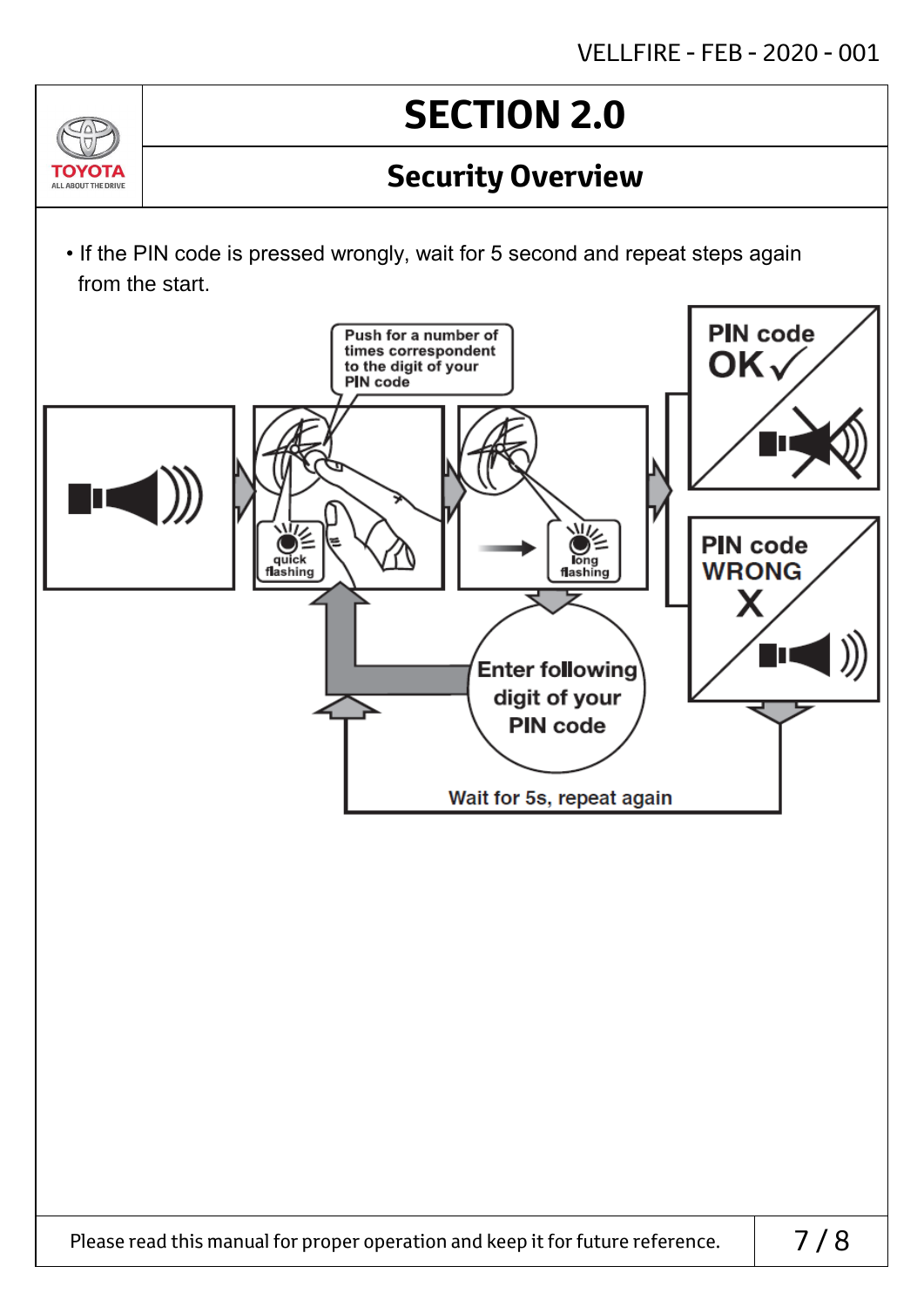# SECTION 2.0

## Security Overview

- If the PIN code is pressed wrongly, wait for 5 second and repeat steps again from the start.

Push for a number of times correspondent to the digit of your PIN code

quick flashing

long flashing

Enter following digit of your PIN code

PIN code OK ✓

PIN code WRONG X

Wait for 5s, repeat again

Please read this manual for proper operation and keep it for future reference.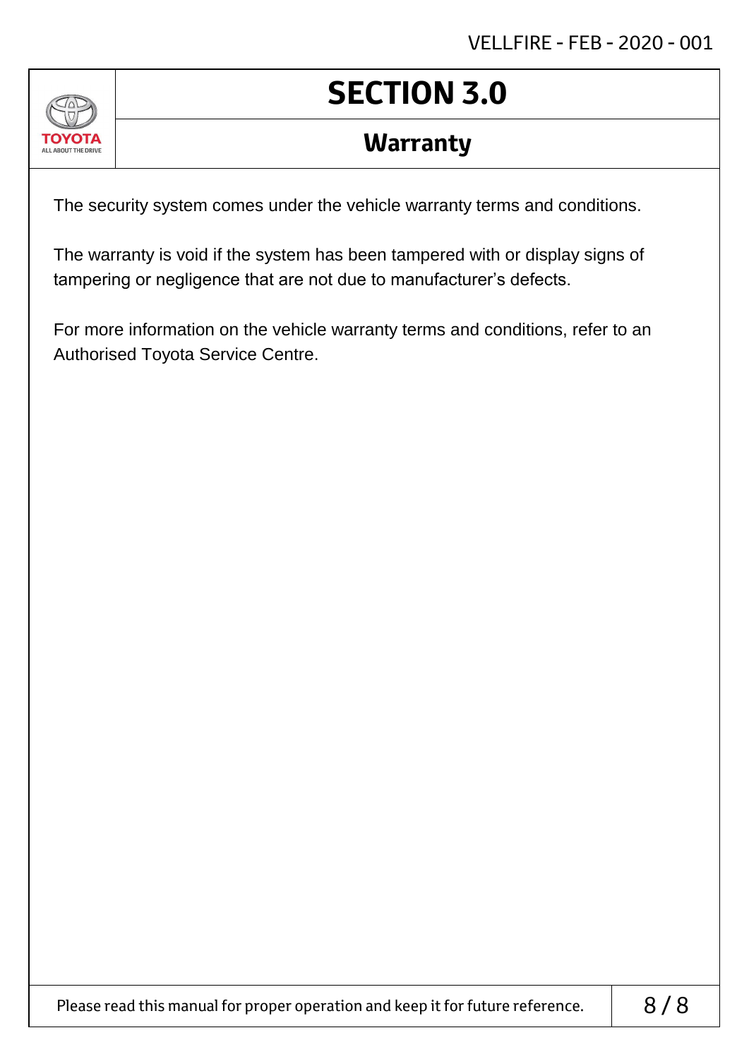# SECTION 3.0

## Warranty

The security system comes under the vehicle warranty terms and conditions.

The warranty is void if the system has been tampered with or display signs of tampering or negligence that are not due to manufacturer's defects.

For more information on the vehicle warranty terms and conditions, refer to an Authorised Toyota Service Centre.